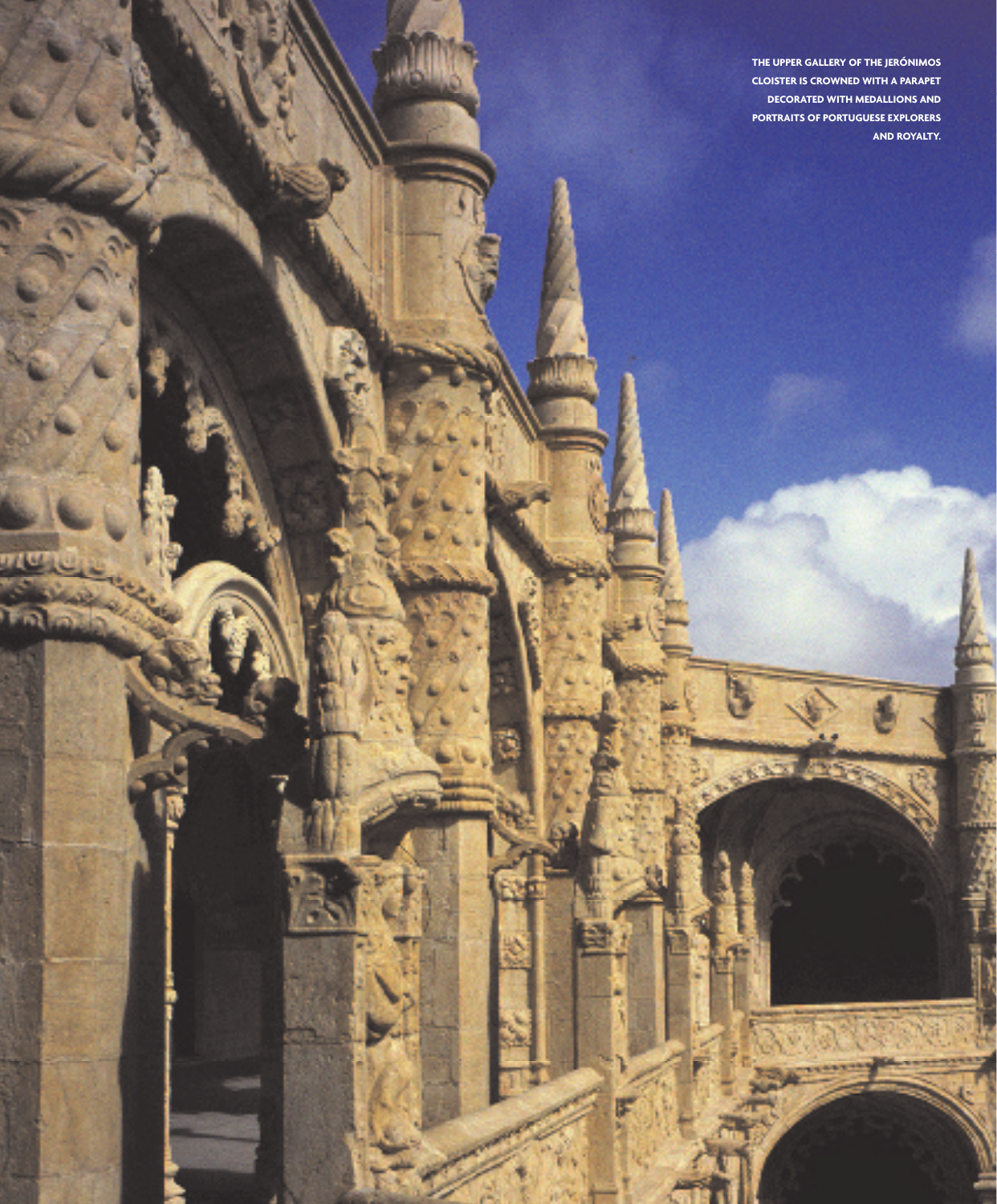THE UPPER GALLERY OF THE JERÓNIMOS CLOISTER IS CROWNED WITH A PARAPET DECORATED WITH MEDALLIONS AND PORTRAITS OF PORTUGUESE EXPLORERS AND ROYALTY.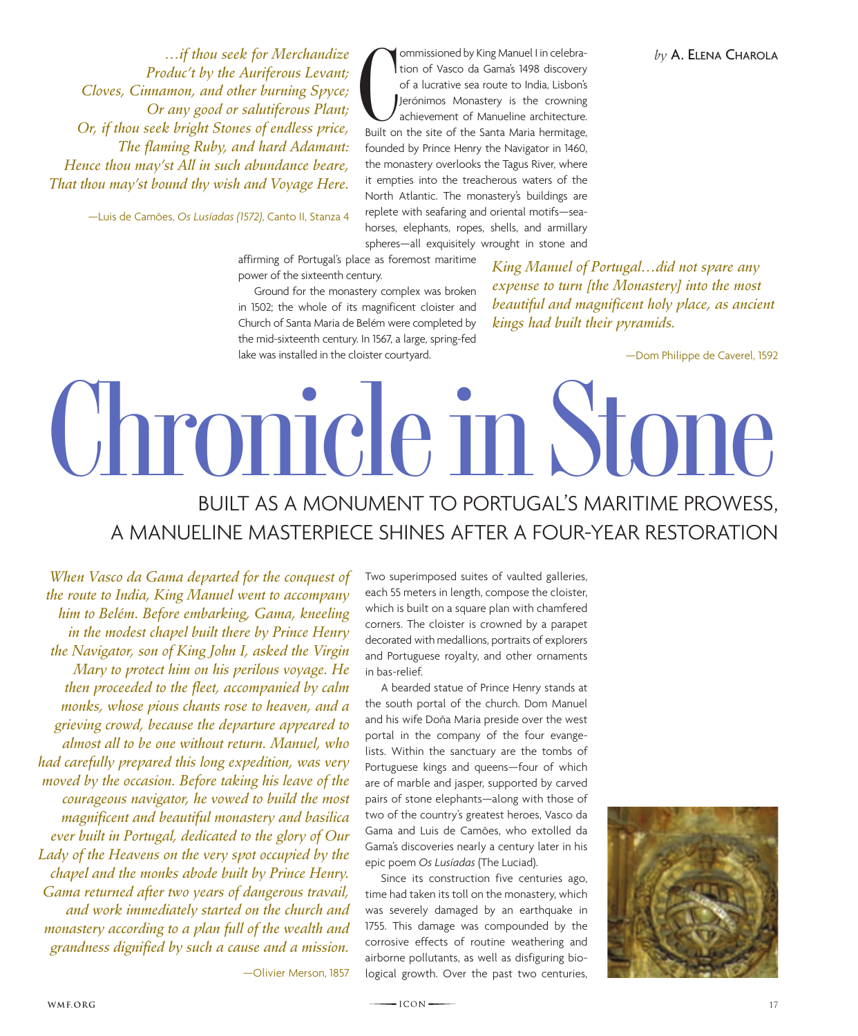*...if thou seek for Merchandize*
*Produc't by the Auriferous Levant;*
*Cloves, Cinnamon, and other burning Spyce;*
*Or any good or salutiferous Plant;*
*Or, if thou seek bright Stones of endless price,*
*The flaming Ruby, and hard Adamant:*
*Hence thou may'st All in such abundance beare,*
*That thou may'st bound thy wish and Voyage Here.*

—Luis de Camões, *Os Lusíadas (1572)*, Canto II, Stanza 4

*by* A. Elena Charola

Commissioned by King Manuel I in celebration of Vasco da Gama's 1498 discovery of a lucrative sea route to India, Lisbon's Jerónimos Monastery is the crowning achievement of Manueline architecture. Built on the site of the Santa Maria hermitage, founded by Prince Henry the Navigator in 1460, the monastery overlooks the Tagus River, where it empties into the treacherous waters of the North Atlantic. The monastery's buildings are replete with seafaring and oriental motifs—sea-horses, elephants, ropes, shells, and armillary spheres—all exquisitely wrought in stone and affirming of Portugal's place as foremost maritime power of the sixteenth century.

Ground for the monastery complex was broken in 1502; the whole of its magnificent cloister and Church of Santa Maria de Belém were completed by the mid-sixteenth century. In 1567, a large, spring-fed lake was installed in the cloister courtyard.

*King Manuel of Portugal...did not spare any expense to turn [the Monastery] into the most beautiful and magnificent holy place, as ancient kings had built their pyramids.*

—Dom Philippe de Caverel, 1592

# Chronicle in Stone

## BUILT AS A MONUMENT TO PORTUGAL'S MARITIME PROWESS, A MANUELINE MASTERPIECE SHINES AFTER A FOUR-YEAR RESTORATION

*When Vasco da Gama departed for the conquest of the route to India, King Manuel went to accompany him to Belém. Before embarking, Gama, kneeling in the modest chapel built there by Prince Henry the Navigator, son of King John I, asked the Virgin Mary to protect him on his perilous voyage. He then proceeded to the fleet, accompanied by calm monks, whose pious chants rose to heaven, and a grieving crowd, because the departure appeared to almost all to be one without return. Manuel, who had carefully prepared this long expedition, was very moved by the occasion. Before taking his leave of the courageous navigator, he vowed to build the most magnificent and beautiful monastery and basilica ever built in Portugal, dedicated to the glory of Our Lady of the Heavens on the very spot occupied by the chapel and the monks abode built by Prince Henry. Gama returned after two years of dangerous travail, and work immediately started on the church and monastery according to a plan full of the wealth and grandness dignified by such a cause and a mission.*

—Olivier Merson, 1857

Two superimposed suites of vaulted galleries, each 55 meters in length, compose the cloister, which is built on a square plan with chamfered corners. The cloister is crowned by a parapet decorated with medallions, portraits of explorers and Portuguese royalty, and other ornaments in bas-relief.

A bearded statue of Prince Henry stands at the south portal of the church. Dom Manuel and his wife Doña Maria preside over the west portal in the company of the four evangelists. Within the sanctuary are the tombs of Portuguese kings and queens—four of which are of marble and jasper, supported by carved pairs of stone elephants—along with those of two of the country's greatest heroes, Vasco da Gama and Luis de Camões, who extolled da Gama's discoveries nearly a century later in his epic poem *Os Lusíadas* (The Luciad).

Since its construction five centuries ago, time had taken its toll on the monastery, which was severely damaged by an earthquake in 1755. This damage was compounded by the corrosive effects of routine weathering and airborne pollutants, as well as disfiguring biological growth. Over the past two centuries,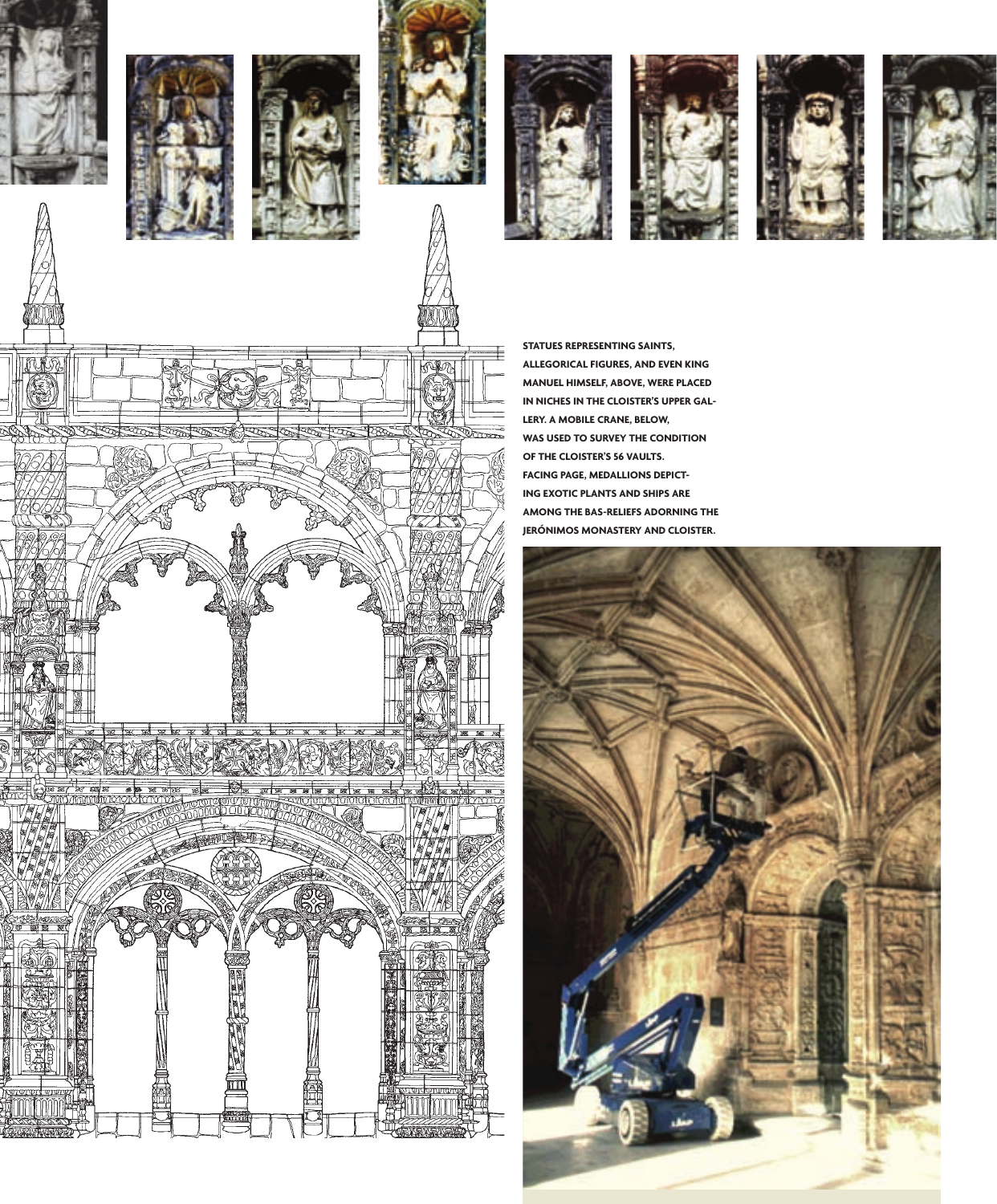STATUES REPRESENTING SAINTS, ALLEGORICAL FIGURES, AND EVEN KING MANUEL HIMSELF, ABOVE, WERE PLACED IN NICHES IN THE CLOISTER'S UPPER GALLERY. A MOBILE CRANE, BELOW, WAS USED TO SURVEY THE CONDITION OF THE CLOISTER'S 56 VAULTS. FACING PAGE, MEDALLIONS DEPICTING EXOTIC PLANTS AND SHIPS ARE AMONG THE BAS-RELIEFS ADORNING THE JERÓNIMOS MONASTERY AND CLOISTER.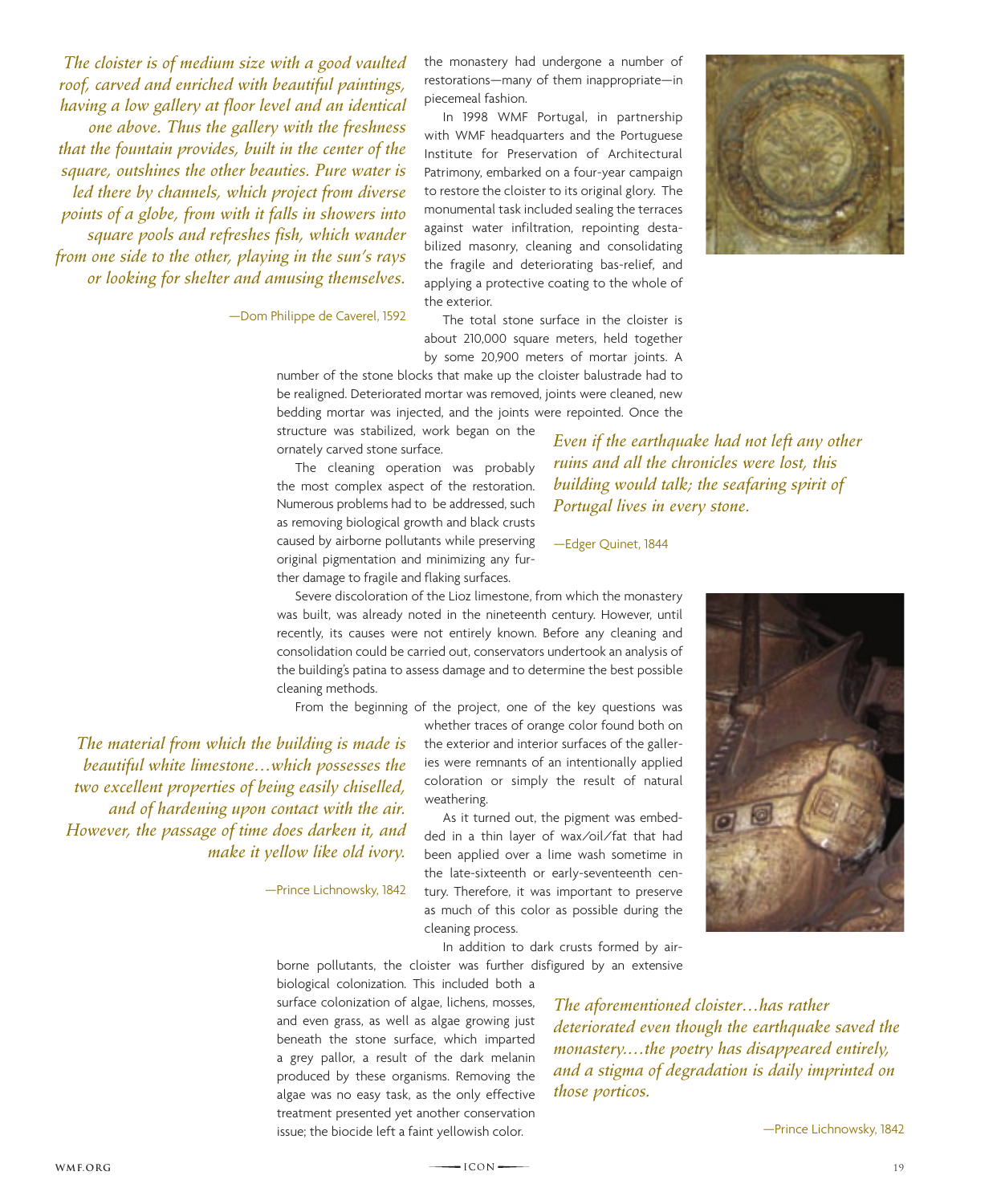*The cloister is of medium size with a good vaulted roof, carved and enriched with beautiful paintings, having a low gallery at floor level and an identical one above. Thus the gallery with the freshness that the fountain provides, built in the center of the square, outshines the other beauties. Pure water is led there by channels, which project from diverse points of a globe, from with it falls in showers into square pools and refreshes fish, which wander from one side to the other, playing in the sun's rays or looking for shelter and amusing themselves.*

—Dom Philippe de Caverel, 1592

the monastery had undergone a number of restorations—many of them inappropriate—in piecemeal fashion.

In 1998 WMF Portugal, in partnership with WMF headquarters and the Portuguese Institute for Preservation of Architectural Patrimony, embarked on a four-year campaign to restore the cloister to its original glory. The monumental task included sealing the terraces against water infiltration, repointing destabilized masonry, cleaning and consolidating the fragile and deteriorating bas-relief, and applying a protective coating to the whole of the exterior.

The total stone surface in the cloister is about 210,000 square meters, held together by some 20,900 meters of mortar joints. A number of the stone blocks that make up the cloister balustrade had to be realigned. Deteriorated mortar was removed, joints were cleaned, new bedding mortar was injected, and the joints were repointed. Once the structure was stabilized, work began on the ornately carved stone surface.

*Even if the earthquake had not left any other ruins and all the chronicles were lost, this building would talk; the seafaring spirit of Portugal lives in every stone.*

—Edger Quinet, 1844

The cleaning operation was probably the most complex aspect of the restoration. Numerous problems had to be addressed, such as removing biological growth and black crusts caused by airborne pollutants while preserving original pigmentation and minimizing any further damage to fragile and flaking surfaces.

Severe discoloration of the Lioz limestone, from which the monastery was built, was already noted in the nineteenth century. However, until recently, its causes were not entirely known. Before any cleaning and consolidation could be carried out, conservators undertook an analysis of the building's patina to assess damage and to determine the best possible cleaning methods.

From the beginning of the project, one of the key questions was whether traces of orange color found both on the exterior and interior surfaces of the galleries were remnants of an intentionally applied coloration or simply the result of natural weathering.

*The material from which the building is made is beautiful white limestone…which possesses the two excellent properties of being easily chiselled, and of hardening upon contact with the air. However, the passage of time does darken it, and make it yellow like old ivory.*

—Prince Lichnowsky, 1842

As it turned out, the pigment was embedded in a thin layer of wax/oil/fat that had been applied over a lime wash sometime in the late-sixteenth or early-seventeenth century. Therefore, it was important to preserve as much of this color as possible during the cleaning process.

In addition to dark crusts formed by airborne pollutants, the cloister was further disfigured by an extensive biological colonization. This included both a surface colonization of algae, lichens, mosses, and even grass, as well as algae growing just beneath the stone surface, which imparted a grey pallor, a result of the dark melanin produced by these organisms. Removing the algae was no easy task, as the only effective treatment presented yet another conservation issue; the biocide left a faint yellowish color.

*The aforementioned cloister…has rather deteriorated even though the earthquake saved the monastery.…the poetry has disappeared entirely, and a stigma of degradation is daily imprinted on those porticos.*

—Prince Lichnowsky, 1842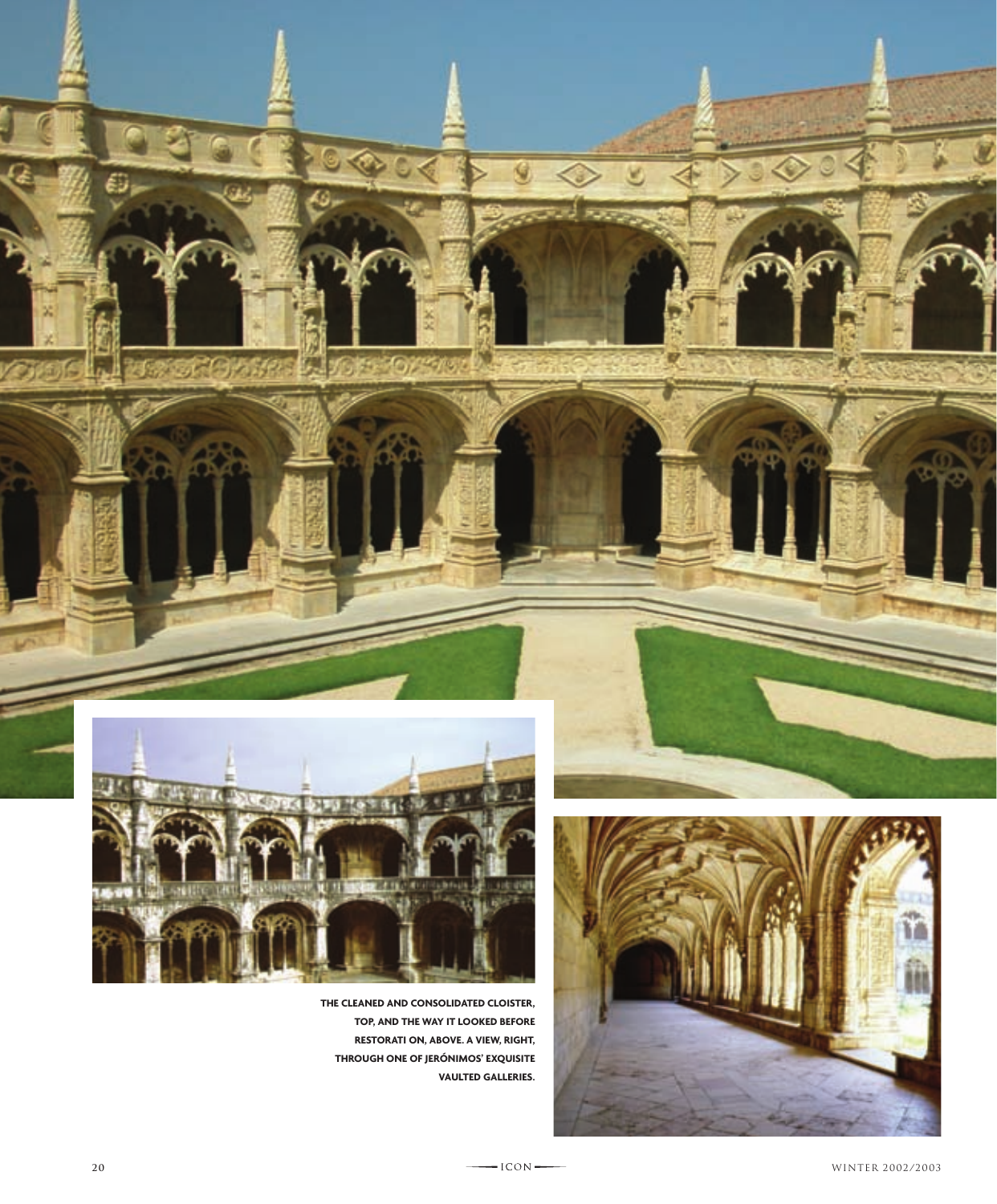**THE CLEANED AND CONSOLIDATED CLOISTER, TOP, AND THE WAY IT LOOKED BEFORE RESTORATI ON, ABOVE. A VIEW, RIGHT, THROUGH ONE OF JERÓNIMOS' EXQUISITE VAULTED GALLERIES.**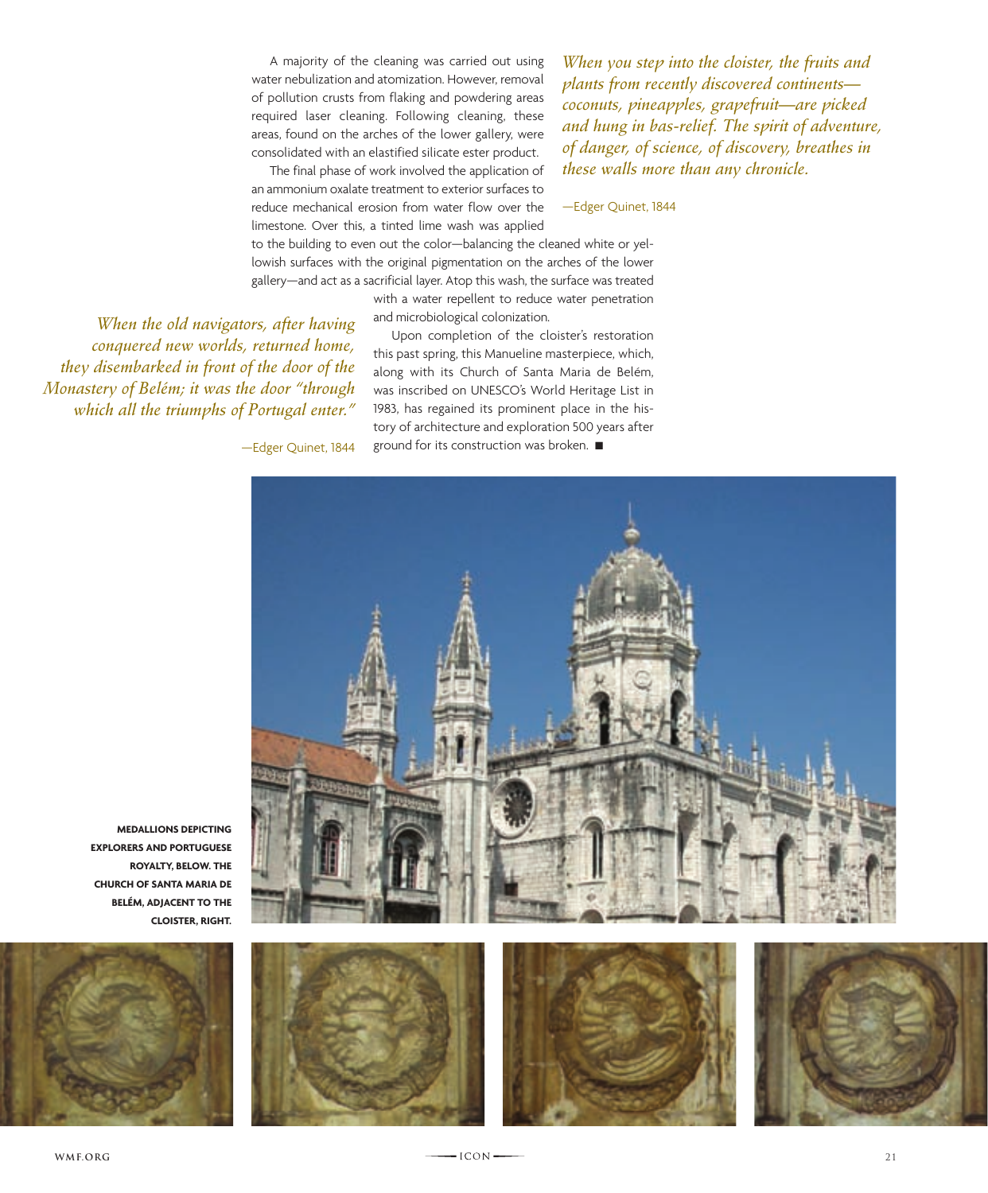A majority of the cleaning was carried out using water nebulization and atomization. However, removal of pollution crusts from flaking and powdering areas required laser cleaning. Following cleaning, these areas, found on the arches of the lower gallery, were consolidated with an elastified silicate ester product.

The final phase of work involved the application of an ammonium oxalate treatment to exterior surfaces to reduce mechanical erosion from water flow over the limestone. Over this, a tinted lime wash was applied to the building to even out the color—balancing the cleaned white or yellowish surfaces with the original pigmentation on the arches of the lower gallery—and act as a sacrificial layer. Atop this wash, the surface was treated with a water repellent to reduce water penetration and microbiological colonization.

Upon completion of the cloister's restoration this past spring, this Manueline masterpiece, which, along with its Church of Santa Maria de Belém, was inscribed on UNESCO's World Heritage List in 1983, has regained its prominent place in the history of architecture and exploration 500 years after ground for its construction was broken. ■

*When you step into the cloister, the fruits and plants from recently discovered continents—coconuts, pineapples, grapefruit—are picked and hung in bas-relief. The spirit of adventure, of danger, of science, of discovery, breathes in these walls more than any chronicle.*

—Edger Quinet, 1844

*When the old navigators, after having conquered new worlds, returned home, they disembarked in front of the door of the Monastery of Belém; it was the door "through which all the triumphs of Portugal enter."*

—Edger Quinet, 1844

**MEDALLIONS DEPICTING EXPLORERS AND PORTUGUESE ROYALTY, BELOW. THE CHURCH OF SANTA MARIA DE BELÉM, ADJACENT TO THE CLOISTER, RIGHT.**